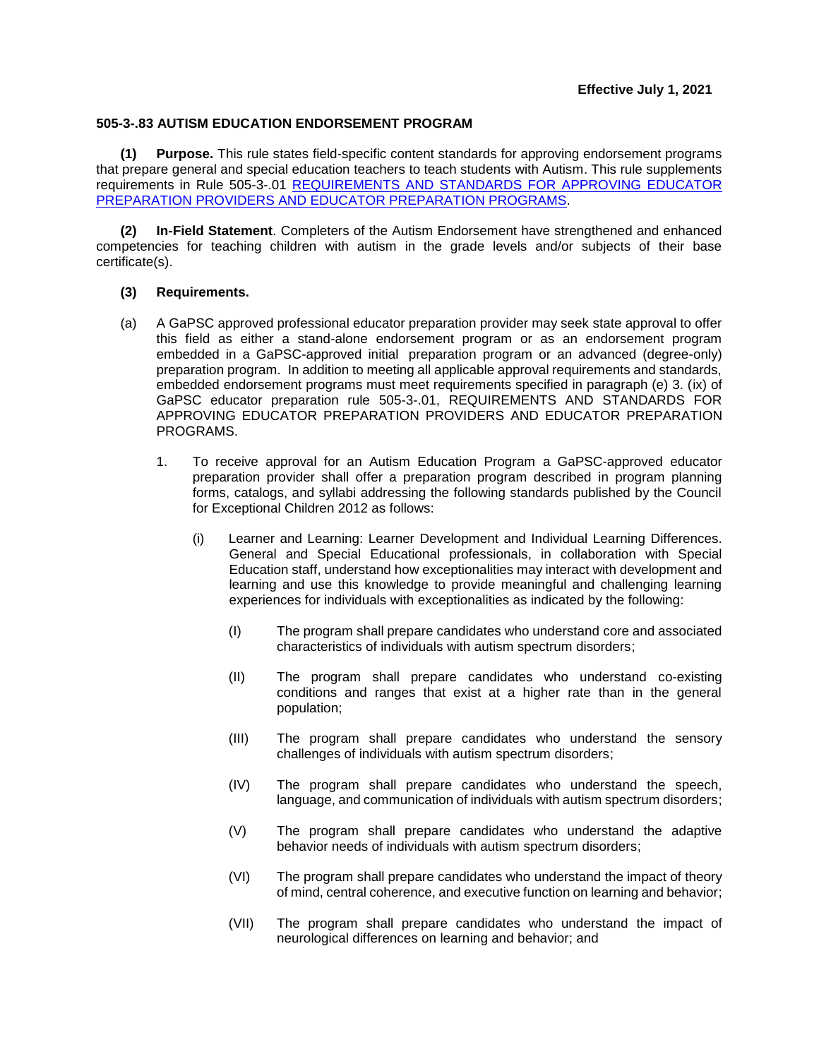**Effective July 1, 2021**

**505-3-.83 AUTISM EDUCATION ENDORSEMENT PROGRAM**

**(1) Purpose.** This rule states field-specific content standards for approving endorsement programs that prepare general and special education teachers to teach students with Autism. This rule supplements requirements in Rule 505-3-.01 REQUIREMENTS AND STANDARDS FOR APPROVING EDUCATOR PREPARATION PROVIDERS AND EDUCATOR PREPARATION PROGRAMS.

**(2) In-Field Statement**. Completers of the Autism Endorsement have strengthened and enhanced competencies for teaching children with autism in the grade levels and/or subjects of their base certificate(s).

**(3) Requirements.**

(a) A GaPSC approved professional educator preparation provider may seek state approval to offer this field as either a stand-alone endorsement program or as an endorsement program embedded in a GaPSC-approved initial preparation program or an advanced (degree-only) preparation program. In addition to meeting all applicable approval requirements and standards, embedded endorsement programs must meet requirements specified in paragraph (e) 3. (ix) of GaPSC educator preparation rule 505-3-.01, REQUIREMENTS AND STANDARDS FOR APPROVING EDUCATOR PREPARATION PROVIDERS AND EDUCATOR PREPARATION PROGRAMS.

1. To receive approval for an Autism Education Program a GaPSC-approved educator preparation provider shall offer a preparation program described in program planning forms, catalogs, and syllabi addressing the following standards published by the Council for Exceptional Children 2012 as follows:

    (i) Learner and Learning: Learner Development and Individual Learning Differences. General and Special Educational professionals, in collaboration with Special Education staff, understand how exceptionalities may interact with development and learning and use this knowledge to provide meaningful and challenging learning experiences for individuals with exceptionalities as indicated by the following:

    (I) The program shall prepare candidates who understand core and associated characteristics of individuals with autism spectrum disorders;

    (II) The program shall prepare candidates who understand co-existing conditions and ranges that exist at a higher rate than in the general population;

    (III) The program shall prepare candidates who understand the sensory challenges of individuals with autism spectrum disorders;

    (IV) The program shall prepare candidates who understand the speech, language, and communication of individuals with autism spectrum disorders;

    (V) The program shall prepare candidates who understand the adaptive behavior needs of individuals with autism spectrum disorders;

    (VI) The program shall prepare candidates who understand the impact of theory of mind, central coherence, and executive function on learning and behavior;

    (VII) The program shall prepare candidates who understand the impact of neurological differences on learning and behavior; and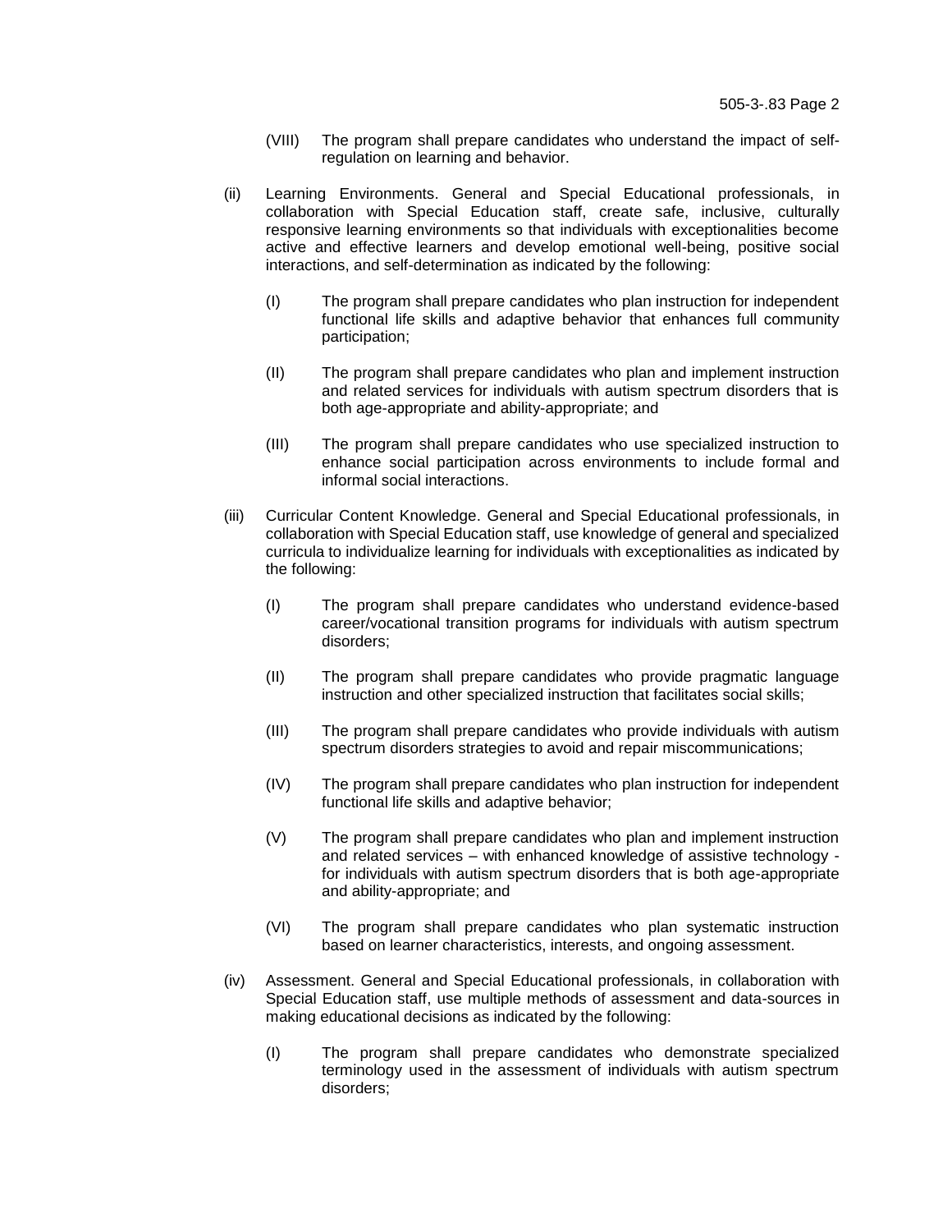(VIII) The program shall prepare candidates who understand the impact of self-regulation on learning and behavior.

(ii) Learning Environments. General and Special Educational professionals, in collaboration with Special Education staff, create safe, inclusive, culturally responsive learning environments so that individuals with exceptionalities become active and effective learners and develop emotional well-being, positive social interactions, and self-determination as indicated by the following:

(I) The program shall prepare candidates who plan instruction for independent functional life skills and adaptive behavior that enhances full community participation;

(II) The program shall prepare candidates who plan and implement instruction and related services for individuals with autism spectrum disorders that is both age-appropriate and ability-appropriate; and

(III) The program shall prepare candidates who use specialized instruction to enhance social participation across environments to include formal and informal social interactions.

(iii) Curricular Content Knowledge. General and Special Educational professionals, in collaboration with Special Education staff, use knowledge of general and specialized curricula to individualize learning for individuals with exceptionalities as indicated by the following:

(I) The program shall prepare candidates who understand evidence-based career/vocational transition programs for individuals with autism spectrum disorders;

(II) The program shall prepare candidates who provide pragmatic language instruction and other specialized instruction that facilitates social skills;

(III) The program shall prepare candidates who provide individuals with autism spectrum disorders strategies to avoid and repair miscommunications;

(IV) The program shall prepare candidates who plan instruction for independent functional life skills and adaptive behavior;

(V) The program shall prepare candidates who plan and implement instruction and related services – with enhanced knowledge of assistive technology - for individuals with autism spectrum disorders that is both age-appropriate and ability-appropriate; and

(VI) The program shall prepare candidates who plan systematic instruction based on learner characteristics, interests, and ongoing assessment.

(iv) Assessment. General and Special Educational professionals, in collaboration with Special Education staff, use multiple methods of assessment and data-sources in making educational decisions as indicated by the following:

(I) The program shall prepare candidates who demonstrate specialized terminology used in the assessment of individuals with autism spectrum disorders;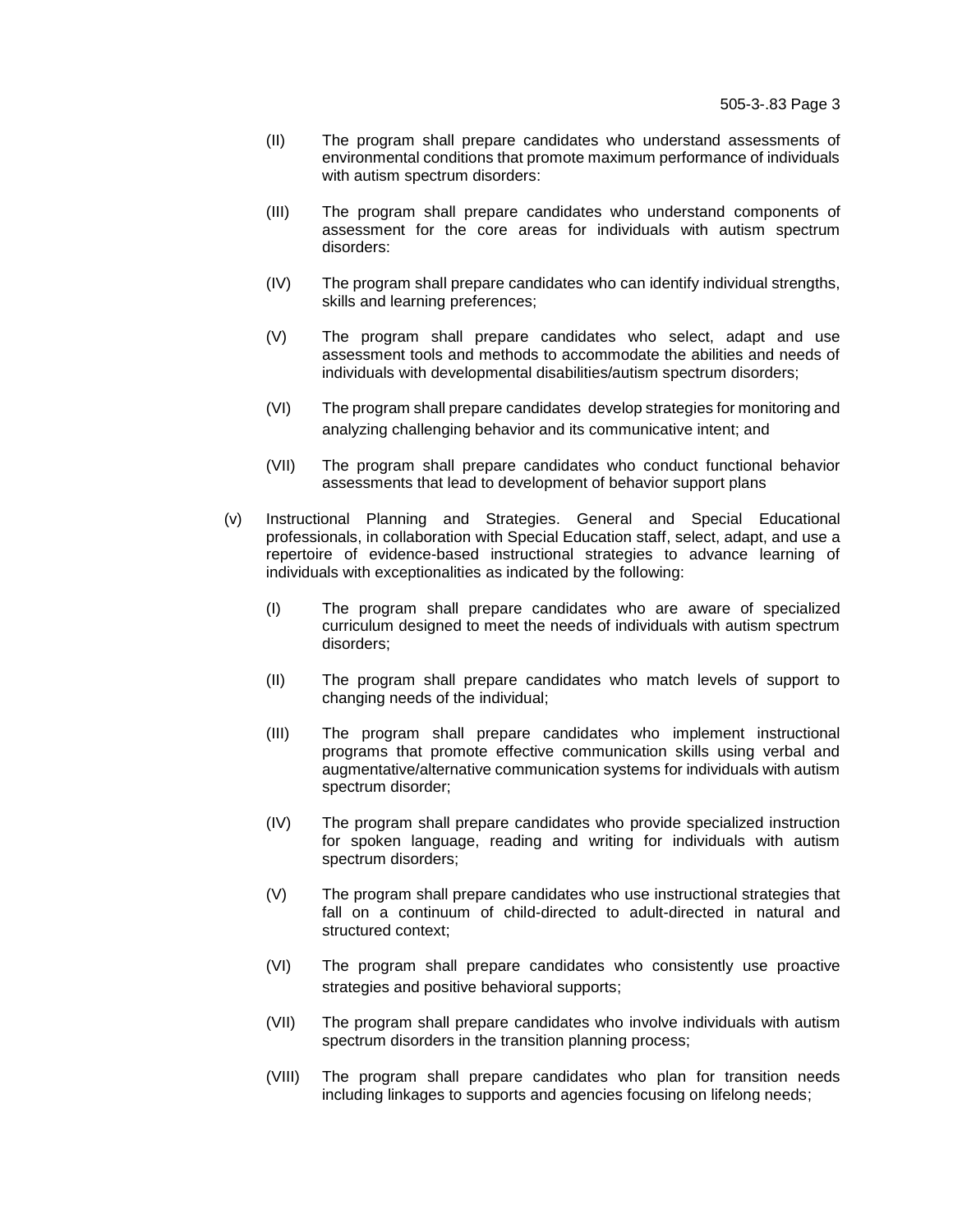(II) The program shall prepare candidates who understand assessments of environmental conditions that promote maximum performance of individuals with autism spectrum disorders:

(III) The program shall prepare candidates who understand components of assessment for the core areas for individuals with autism spectrum disorders:

(IV) The program shall prepare candidates who can identify individual strengths, skills and learning preferences;

(V) The program shall prepare candidates who select, adapt and use assessment tools and methods to accommodate the abilities and needs of individuals with developmental disabilities/autism spectrum disorders;

(VI) The program shall prepare candidates develop strategies for monitoring and analyzing challenging behavior and its communicative intent; and

(VII) The program shall prepare candidates who conduct functional behavior assessments that lead to development of behavior support plans

(v) Instructional Planning and Strategies. General and Special Educational professionals, in collaboration with Special Education staff, select, adapt, and use a repertoire of evidence-based instructional strategies to advance learning of individuals with exceptionalities as indicated by the following:

(I) The program shall prepare candidates who are aware of specialized curriculum designed to meet the needs of individuals with autism spectrum disorders;

(II) The program shall prepare candidates who match levels of support to changing needs of the individual;

(III) The program shall prepare candidates who implement instructional programs that promote effective communication skills using verbal and augmentative/alternative communication systems for individuals with autism spectrum disorder;

(IV) The program shall prepare candidates who provide specialized instruction for spoken language, reading and writing for individuals with autism spectrum disorders;

(V) The program shall prepare candidates who use instructional strategies that fall on a continuum of child-directed to adult-directed in natural and structured context;

(VI) The program shall prepare candidates who consistently use proactive strategies and positive behavioral supports;

(VII) The program shall prepare candidates who involve individuals with autism spectrum disorders in the transition planning process;

(VIII) The program shall prepare candidates who plan for transition needs including linkages to supports and agencies focusing on lifelong needs;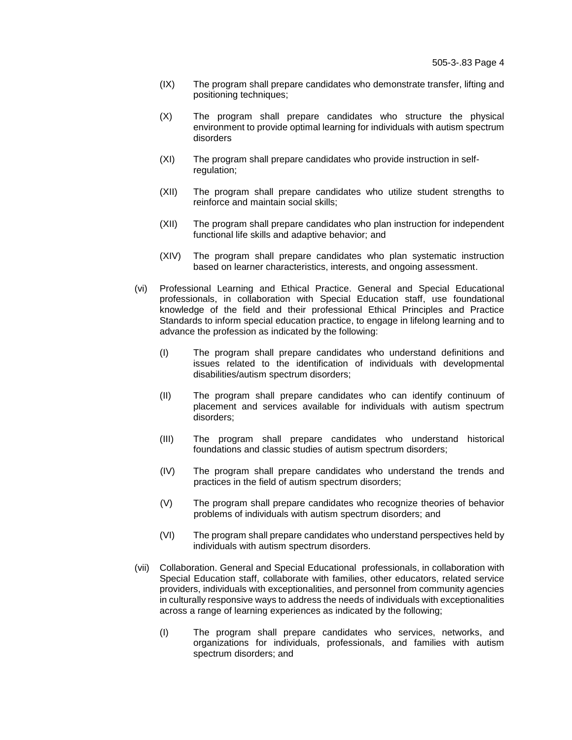(IX) The program shall prepare candidates who demonstrate transfer, lifting and positioning techniques;

(X) The program shall prepare candidates who structure the physical environment to provide optimal learning for individuals with autism spectrum disorders

(XI) The program shall prepare candidates who provide instruction in self-regulation;

(XII) The program shall prepare candidates who utilize student strengths to reinforce and maintain social skills;

(XII) The program shall prepare candidates who plan instruction for independent functional life skills and adaptive behavior; and

(XIV) The program shall prepare candidates who plan systematic instruction based on learner characteristics, interests, and ongoing assessment.

(vi) Professional Learning and Ethical Practice. General and Special Educational professionals, in collaboration with Special Education staff, use foundational knowledge of the field and their professional Ethical Principles and Practice Standards to inform special education practice, to engage in lifelong learning and to advance the profession as indicated by the following:

(I) The program shall prepare candidates who understand definitions and issues related to the identification of individuals with developmental disabilities/autism spectrum disorders;

(II) The program shall prepare candidates who can identify continuum of placement and services available for individuals with autism spectrum disorders;

(III) The program shall prepare candidates who understand historical foundations and classic studies of autism spectrum disorders;

(IV) The program shall prepare candidates who understand the trends and practices in the field of autism spectrum disorders;

(V) The program shall prepare candidates who recognize theories of behavior problems of individuals with autism spectrum disorders; and

(VI) The program shall prepare candidates who understand perspectives held by individuals with autism spectrum disorders.

(vii) Collaboration. General and Special Educational professionals, in collaboration with Special Education staff, collaborate with families, other educators, related service providers, individuals with exceptionalities, and personnel from community agencies in culturally responsive ways to address the needs of individuals with exceptionalities across a range of learning experiences as indicated by the following;

(I) The program shall prepare candidates who services, networks, and organizations for individuals, professionals, and families with autism spectrum disorders; and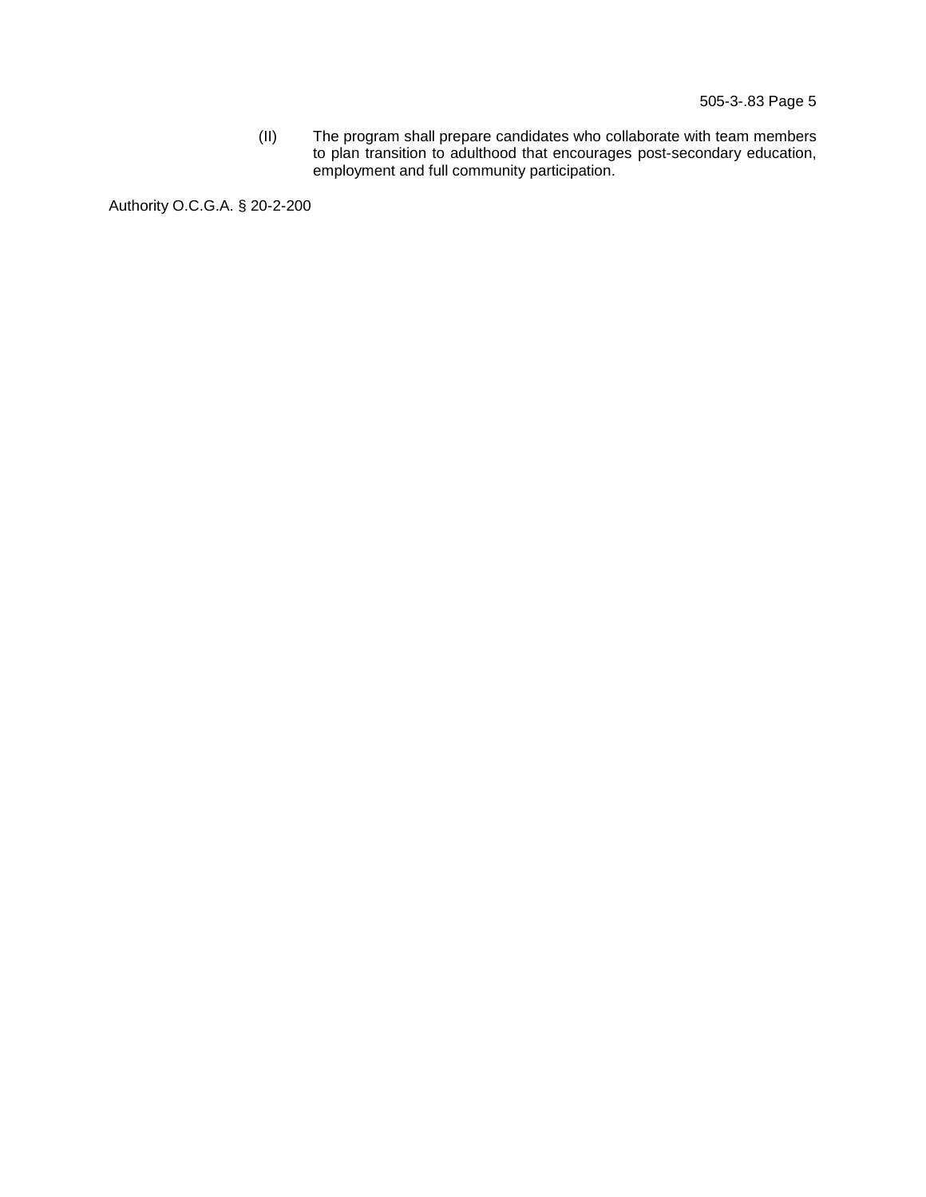(II) The program shall prepare candidates who collaborate with team members to plan transition to adulthood that encourages post-secondary education, employment and full community participation.

Authority O.C.G.A. § 20-2-200